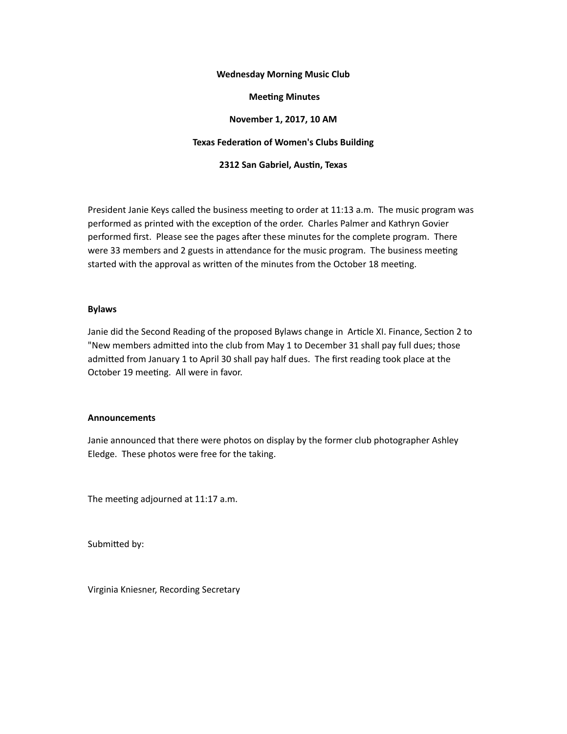**Wednesday Morning Music Club**

**Meeting Minutes**

**November 1, 2017, 10 AM**

**Texas Federation of Women's Clubs Building**

**2312 San Gabriel, Austin, Texas**

President Janie Keys called the business meeting to order at 11:13 a.m. The music program was performed as printed with the exception of the order. Charles Palmer and Kathryn Govier performed first. Please see the pages after these minutes for the complete program. There were 33 members and 2 guests in attendance for the music program. The business meeting started with the approval as written of the minutes from the October 18 meeting.

**Bylaws**

Janie did the Second Reading of the proposed Bylaws change in Article XI. Finance, Section 2 to "New members admitted into the club from May 1 to December 31 shall pay full dues; those admitted from January 1 to April 30 shall pay half dues. The first reading took place at the October 19 meeting. All were in favor.

**Announcements**

Janie announced that there were photos on display by the former club photographer Ashley Eledge. These photos were free for the taking.

The meeting adjourned at 11:17 a.m.

Submitted by:

Virginia Kniesner, Recording Secretary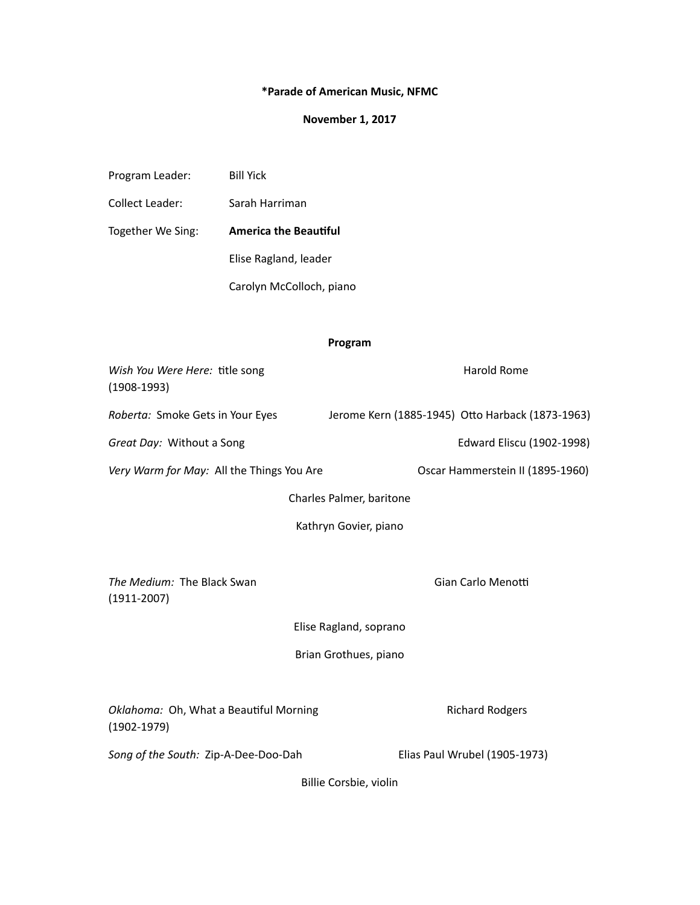**\*Parade of American Music, NFMC**

**November 1, 2017**

Program Leader: Bill Yick

Collect Leader: Sarah Harriman

Together We Sing: **America the Beautiful**

Elise Ragland, leader

Carolyn McColloch, piano

**Program**

*Wish You Were Here:* title song — Harold Rome (1908-1993)

*Roberta:* Smoke Gets in Your Eyes — Jerome Kern (1885-1945) Otto Harback (1873-1963)

*Great Day:* Without a Song — Edward Eliscu (1902-1998)

*Very Warm for May:* All the Things You Are — Oscar Hammerstein II (1895-1960)

Charles Palmer, baritone

Kathryn Govier, piano

*The Medium:* The Black Swan — Gian Carlo Menotti (1911-2007)

Elise Ragland, soprano

Brian Grothues, piano

*Oklahoma:* Oh, What a Beautiful Morning — Richard Rodgers (1902-1979)

*Song of the South:* Zip-A-Dee-Doo-Dah — Elias Paul Wrubel (1905-1973)

Billie Corsbie, violin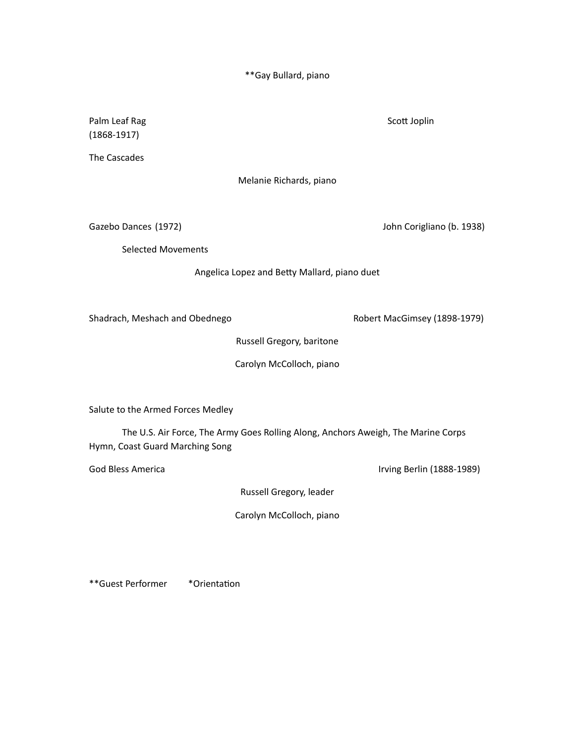**Gay Bullard, piano

Palm Leaf Rag Scott Joplin (1868-1917)

The Cascades

Melanie Richards, piano

Gazebo Dances (1972) John Corigliano (b. 1938)

Selected Movements

Angelica Lopez and Betty Mallard, piano duet

Shadrach, Meshach and Obednego Robert MacGimsey (1898-1979)

Russell Gregory, baritone

Carolyn McColloch, piano

Salute to the Armed Forces Medley

The U.S. Air Force, The Army Goes Rolling Along, Anchors Aweigh, The Marine Corps Hymn, Coast Guard Marching Song

God Bless America Irving Berlin (1888-1989)

Russell Gregory, leader

Carolyn McColloch, piano

**Guest Performer *Orientation